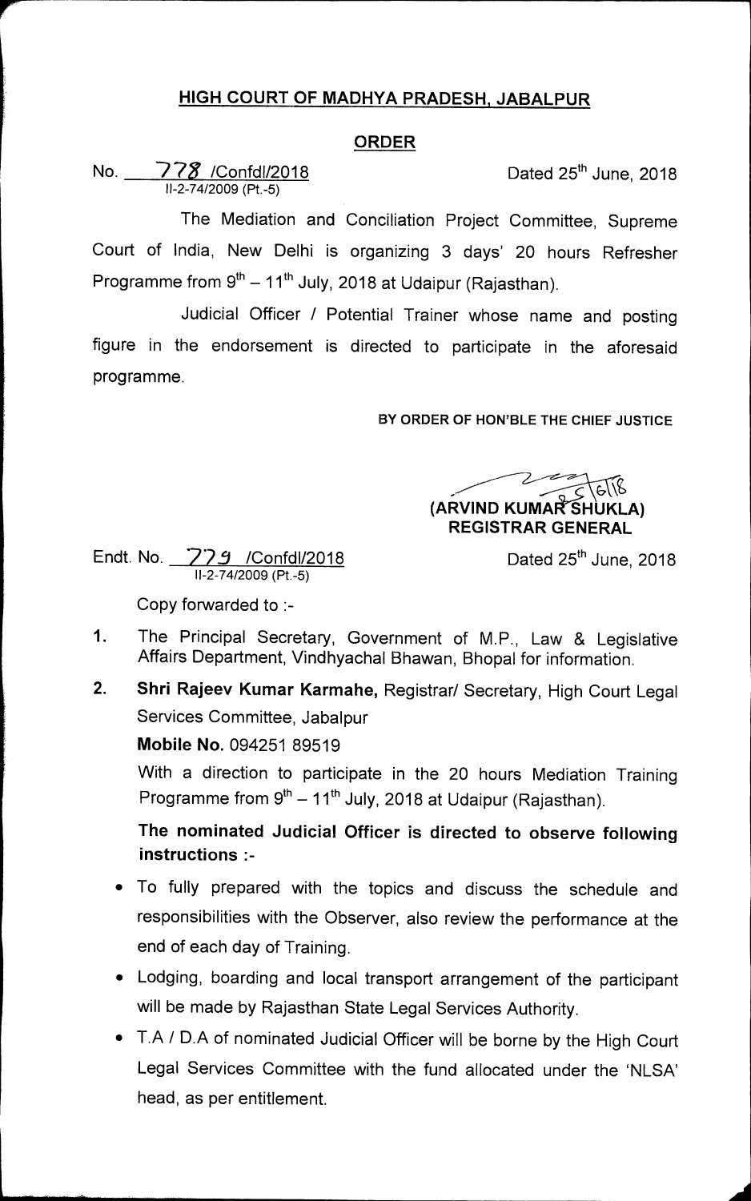# HIGH COURT OF MADHYA PRADESH, JABALPUR

## ORDER

No. 778 /Confdl/2018
II-2-74/2009 (Pt.-5)

Dated 25th June, 2018

The Mediation and Conciliation Project Committee, Supreme Court of India, New Delhi is organizing 3 days' 20 hours Refresher Programme from 9th – 11th July, 2018 at Udaipur (Rajasthan).

Judicial Officer / Potential Trainer whose name and posting figure in the endorsement is directed to participate in the aforesaid programme.

BY ORDER OF HON'BLE THE CHIEF JUSTICE

(ARVIND KUMAR SHUKLA)
REGISTRAR GENERAL

Endt. No. 779 /Confdl/2018
II-2-74/2009 (Pt.-5)

Dated 25th June, 2018

Copy forwarded to :-

1. The Principal Secretary, Government of M.P., Law & Legislative Affairs Department, Vindhyachal Bhawan, Bhopal for information.

2. **Shri Rajeev Kumar Karmahe,** Registrar/ Secretary, High Court Legal Services Committee, Jabalpur

   **Mobile No.** 094251 89519

   With a direction to participate in the 20 hours Mediation Training Programme from 9th – 11th July, 2018 at Udaipur (Rajasthan).

   **The nominated Judicial Officer is directed to observe following instructions :-**

   - To fully prepared with the topics and discuss the schedule and responsibilities with the Observer, also review the performance at the end of each day of Training.
   - Lodging, boarding and local transport arrangement of the participant will be made by Rajasthan State Legal Services Authority.
   - T.A / D.A of nominated Judicial Officer will be borne by the High Court Legal Services Committee with the fund allocated under the 'NLSA' head, as per entitlement.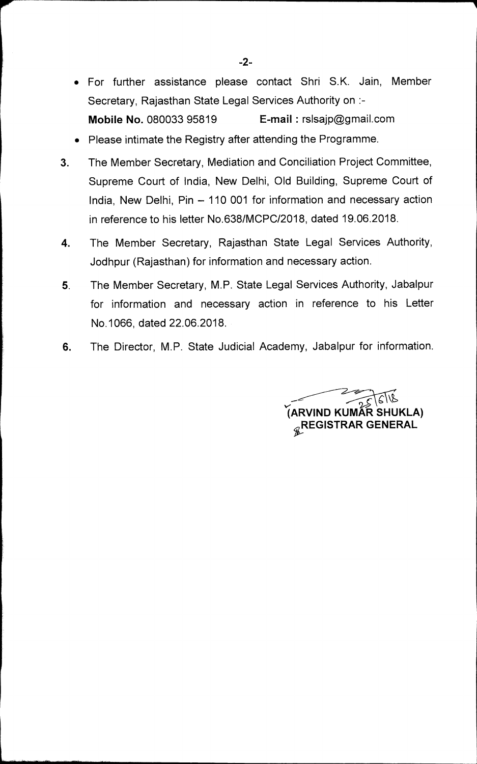- For further assistance please contact Shri S.K. Jain, Member Secretary, Rajasthan State Legal Services Authority on :-
  **Mobile No.** 080033 95819 **E-mail :** rslsajp@gmail.com
- Please intimate the Registry after attending the Programme.

3. The Member Secretary, Mediation and Conciliation Project Committee, Supreme Court of India, New Delhi, Old Building, Supreme Court of India, New Delhi, Pin – 110 001 for information and necessary action in reference to his letter No.638/MCPC/2018, dated 19.06.2018.
4. The Member Secretary, Rajasthan State Legal Services Authority, Jodhpur (Rajasthan) for information and necessary action.
5. The Member Secretary, M.P. State Legal Services Authority, Jabalpur for information and necessary action in reference to his Letter No.1066, dated 22.06.2018.
6. The Director, M.P. State Judicial Academy, Jabalpur for information.

25/6/18

**(ARVIND KUMAR SHUKLA)**
**REGISTRAR GENERAL**